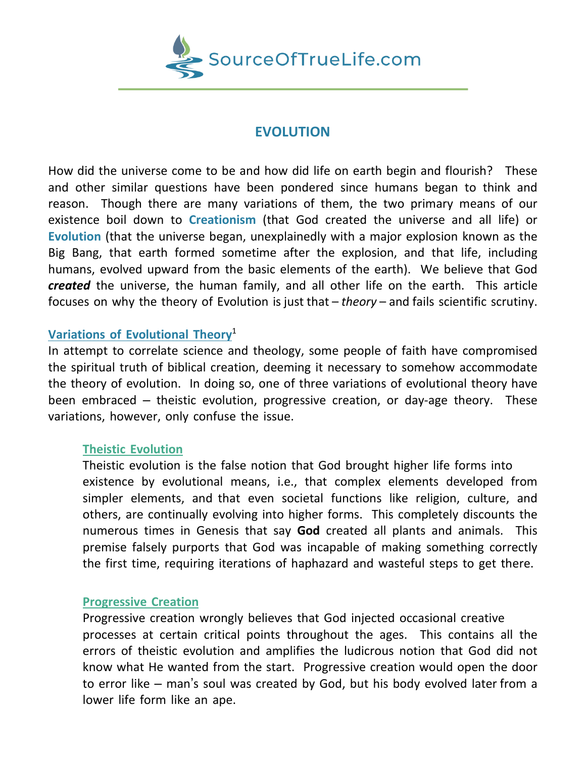# EVOLUTION

How did the universe come to be and how did life on earth begin and flourish? These and other similar questions have been pondered since humans began to think and reason. Though there are many variations of them, the two primary means of our existence boil down to **Creationism** (that God created the universe and all life) or **Evolution** (that the universe began, unexplainedly with a major explosion known as the Big Bang, that earth formed sometime after the explosion, and that life, including humans, evolved upward from the basic elements of the earth). We believe that God ***created*** the universe, the human family, and all other life on the earth. This article focuses on why the theory of Evolution is just that – *theory* – and fails scientific scrutiny.

## Variations of Evolutional Theory[1]

In attempt to correlate science and theology, some people of faith have compromised the spiritual truth of biblical creation, deeming it necessary to somehow accommodate the theory of evolution. In doing so, one of three variations of evolutional theory have been embraced – theistic evolution, progressive creation, or day-age theory. These variations, however, only confuse the issue.

### Theistic Evolution

Theistic evolution is the false notion that God brought higher life forms into existence by evolutional means, i.e., that complex elements developed from simpler elements, and that even societal functions like religion, culture, and others, are continually evolving into higher forms. This completely discounts the numerous times in Genesis that say **God** created all plants and animals. This premise falsely purports that God was incapable of making something correctly the first time, requiring iterations of haphazard and wasteful steps to get there.

### Progressive Creation

Progressive creation wrongly believes that God injected occasional creative processes at certain critical points throughout the ages. This contains all the errors of theistic evolution and amplifies the ludicrous notion that God did not know what He wanted from the start. Progressive creation would open the door to error like – man's soul was created by God, but his body evolved later from a lower life form like an ape.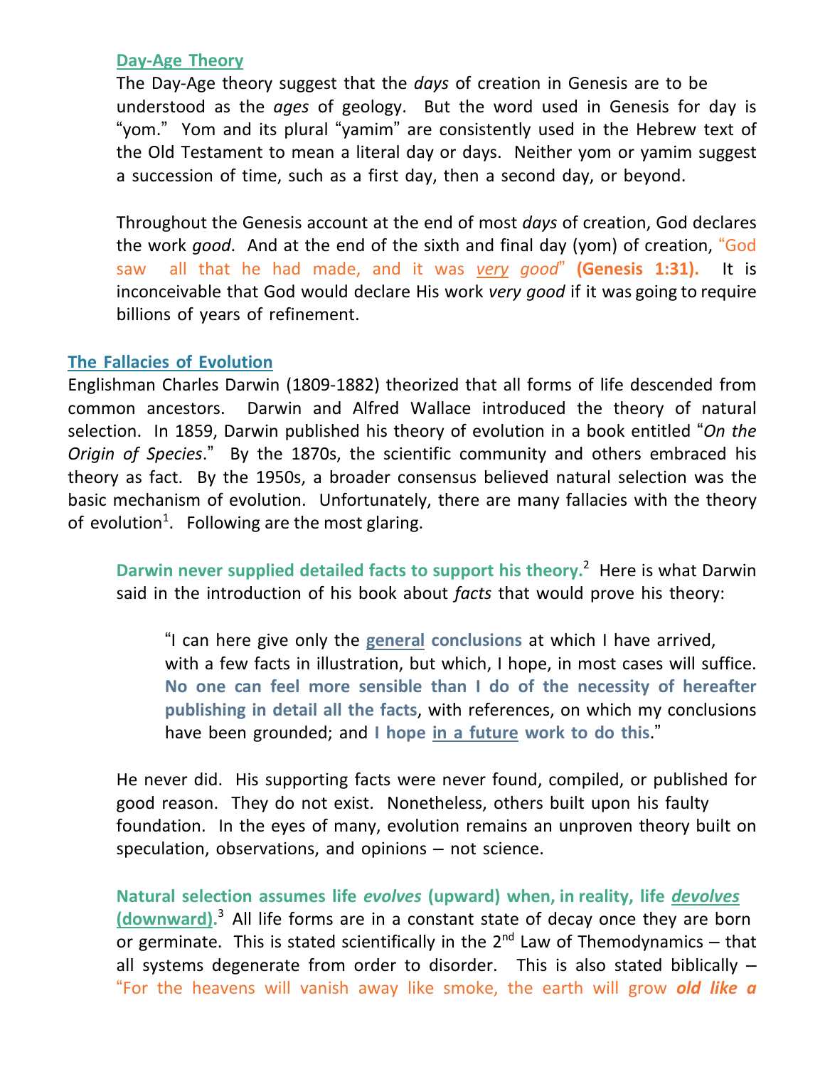### Day-Age Theory

The Day-Age theory suggest that the *days* of creation in Genesis are to be understood as the *ages* of geology. But the word used in Genesis for day is "yom." Yom and its plural "yamim" are consistently used in the Hebrew text of the Old Testament to mean a literal day or days. Neither yom or yamim suggest a succession of time, such as a first day, then a second day, or beyond.

Throughout the Genesis account at the end of most *days* of creation, God declares the work *good*. And at the end of the sixth and final day (yom) of creation, "God saw all that he had made, and it was ***very*** *good*" **(Genesis 1:31).** It is inconceivable that God would declare His work *very good* if it was going to require billions of years of refinement.

## The Fallacies of Evolution

Englishman Charles Darwin (1809-1882) theorized that all forms of life descended from common ancestors. Darwin and Alfred Wallace introduced the theory of natural selection. In 1859, Darwin published his theory of evolution in a book entitled "*On the Origin of Species*." By the 1870s, the scientific community and others embraced his theory as fact. By the 1950s, a broader consensus believed natural selection was the basic mechanism of evolution. Unfortunately, there are many fallacies with the theory of evolution[1]. Following are the most glaring.

**Darwin never supplied detailed facts to support his theory.**[2] Here is what Darwin said in the introduction of his book about *facts* that would prove his theory:

> "I can here give only the **general conclusions** at which I have arrived, with a few facts in illustration, but which, I hope, in most cases will suffice. **No one can feel more sensible than I do of the necessity of hereafter publishing in detail all the facts**, with references, on which my conclusions have been grounded; and **I hope in a future work to do this**."

He never did. His supporting facts were never found, compiled, or published for good reason. They do not exist. Nonetheless, others built upon his faulty foundation. In the eyes of many, evolution remains an unproven theory built on speculation, observations, and opinions – not science.

**Natural selection assumes life *evolves* (upward) when, in reality, life *devolves* (downward).**[3] All life forms are in a constant state of decay once they are born or germinate. This is stated scientifically in the 2nd Law of Themodynamics – that all systems degenerate from order to disorder. This is also stated biblically – "For the heavens will vanish away like smoke, the earth will grow ***old like a***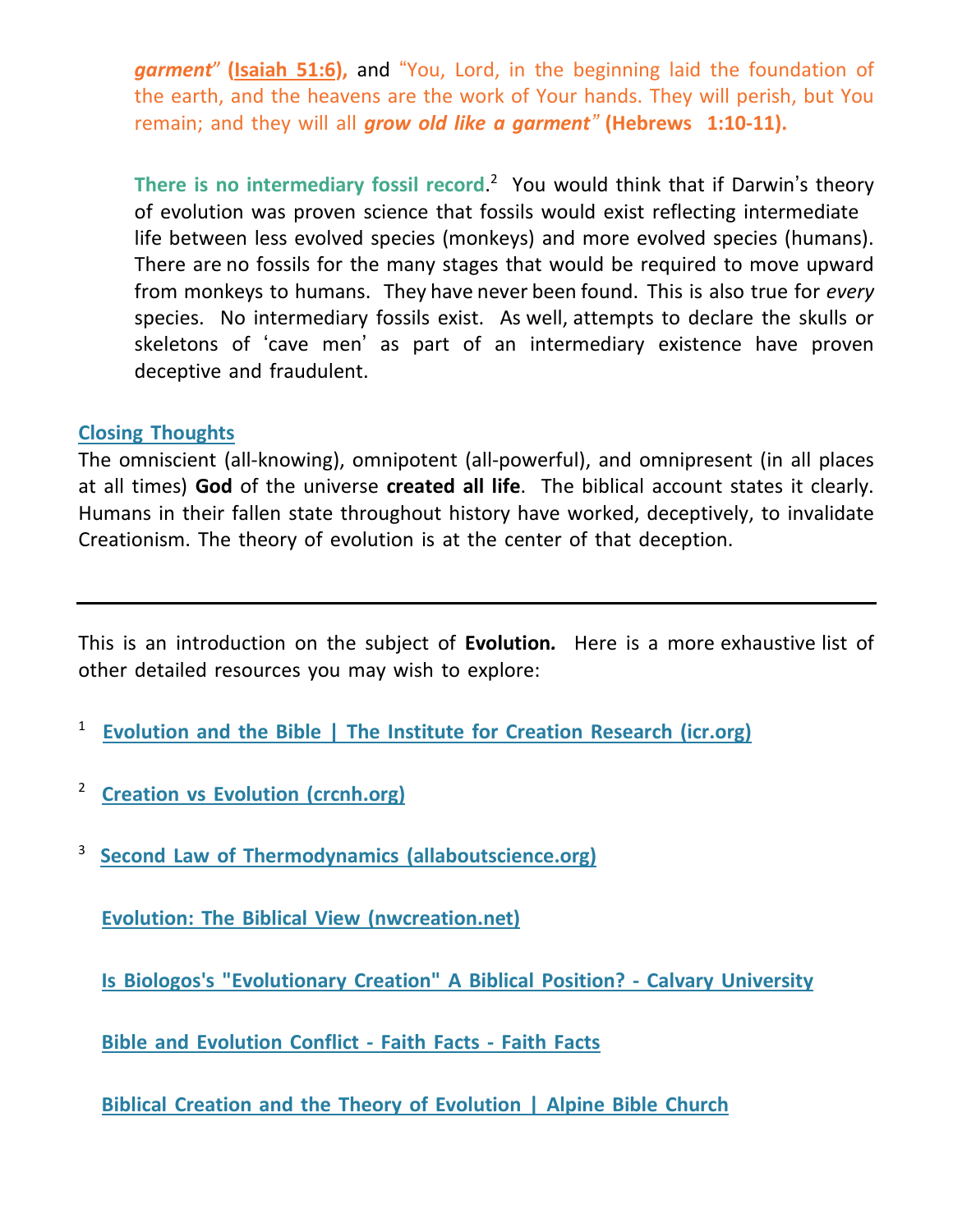*garment*" **(Isaiah 51:6),** and "You, Lord, in the beginning laid the foundation of the earth, and the heavens are the work of Your hands. They will perish, but You remain; and they will all ***grow old like a garment***" **(Hebrews 1:10-11).**

**There is no intermediary fossil record**.[2] You would think that if Darwin's theory of evolution was proven science that fossils would exist reflecting intermediate life between less evolved species (monkeys) and more evolved species (humans). There are no fossils for the many stages that would be required to move upward from monkeys to humans. They have never been found. This is also true for *every* species. No intermediary fossils exist. As well, attempts to declare the skulls or skeletons of 'cave men' as part of an intermediary existence have proven deceptive and fraudulent.

## Closing Thoughts

The omniscient (all-knowing), omnipotent (all-powerful), and omnipresent (in all places at all times) **God** of the universe **created all life**. The biblical account states it clearly. Humans in their fallen state throughout history have worked, deceptively, to invalidate Creationism. The theory of evolution is at the center of that deception.

---

This is an introduction on the subject of **Evolution.** Here is a more exhaustive list of other detailed resources you may wish to explore:

[1] **Evolution and the Bible | The Institute for Creation Research (icr.org)**

[2] **Creation vs Evolution (crcnh.org)**

[3] **Second Law of Thermodynamics (allaboutscience.org)**

**Evolution: The Biblical View (nwcreation.net)**

**Is Biologos's "Evolutionary Creation" A Biblical Position? - Calvary University**

**Bible and Evolution Conflict - Faith Facts - Faith Facts**

**Biblical Creation and the Theory of Evolution | Alpine Bible Church**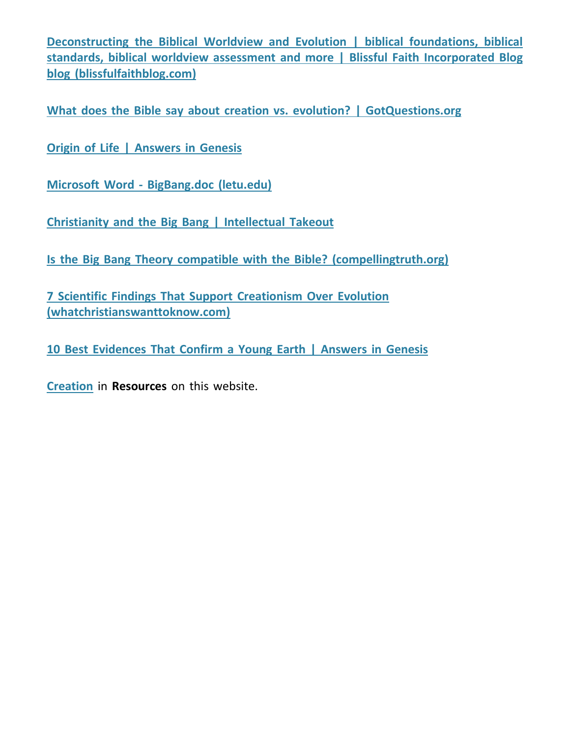**Deconstructing the Biblical Worldview and Evolution | biblical foundations, biblical standards, biblical worldview assessment and more | Blissful Faith Incorporated Blog blog (blissfulfaithblog.com)**

**What does the Bible say about creation vs. evolution? | GotQuestions.org**

**Origin of Life | Answers in Genesis**

**Microsoft Word - BigBang.doc (letu.edu)**

**Christianity and the Big Bang | Intellectual Takeout**

**Is the Big Bang Theory compatible with the Bible? (compellingtruth.org)**

**7 Scientific Findings That Support Creationism Over Evolution (whatchristianswanttoknow.com)**

**10 Best Evidences That Confirm a Young Earth | Answers in Genesis**

**Creation** in **Resources** on this website.